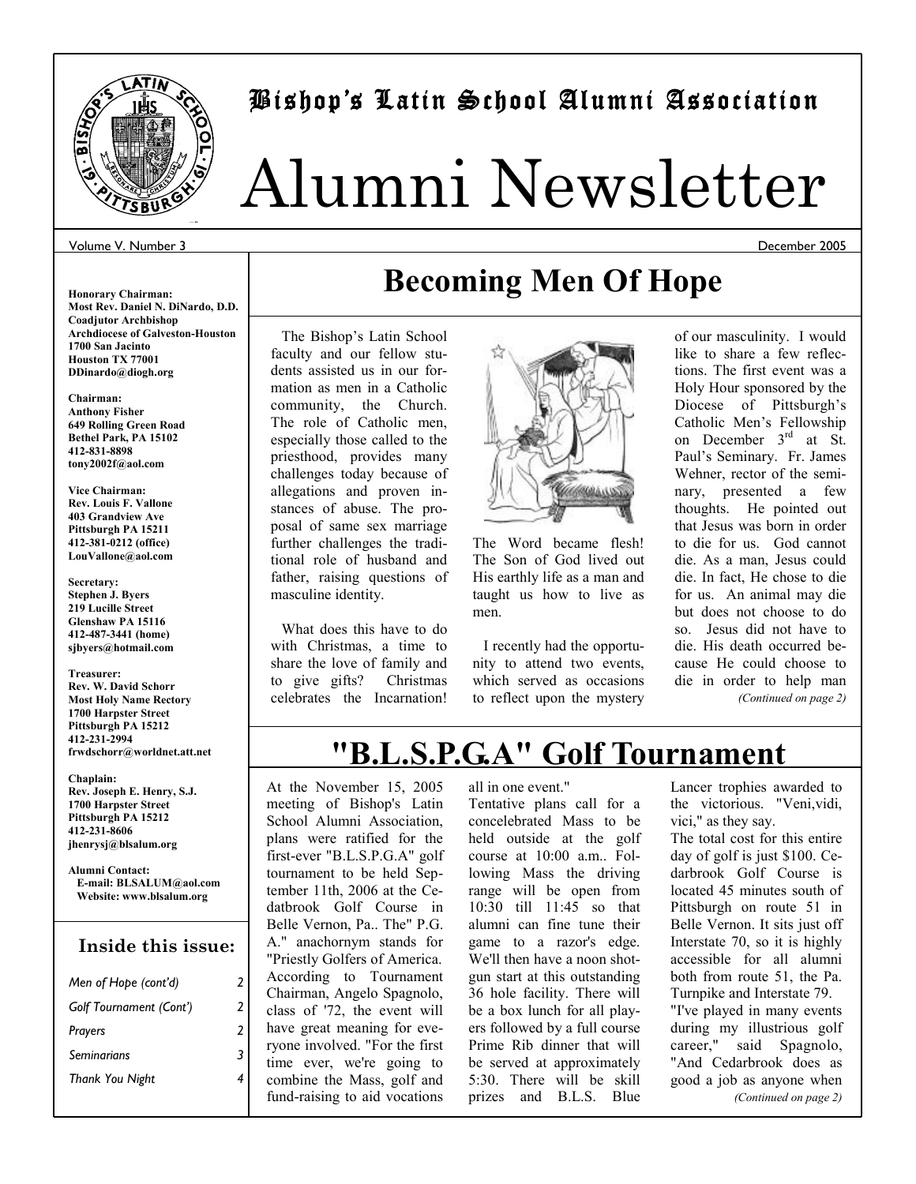# Bishop's Latin School Alumni Association

# Alumni Newsletter

Volume V. Number 3 December 2005

**Honorary Chairman:**
**Most Rev. Daniel N. DiNardo, D.D.**
**Coadjutor Archbishop**
**Archdiocese of Galveston-Houston**
**1700 San Jacinto**
**Houston TX 77001**
**DDinardo@diogh.org**

**Chairman:**
**Anthony Fisher**
**649 Rolling Green Road**
**Bethel Park, PA 15102**
**412-831-8898**
**tony2002f@aol.com**

**Vice Chairman:**
**Rev. Louis F. Vallone**
**403 Grandview Ave**
**Pittsburgh PA 15211**
**412-381-0212 (office)**
**LouVallone@aol.com**

**Secretary:**
**Stephen J. Byers**
**219 Lucille Street**
**Glenshaw PA 15116**
**412-487-3441 (home)**
**sjbyers@hotmail.com**

**Treasurer:**
**Rev. W. David Schorr**
**Most Holy Name Rectory**
**1700 Harpster Street**
**Pittsburgh PA 15212**
**412-231-2994**
**frwdschorr@worldnet.att.net**

**Chaplain:**
**Rev. Joseph E. Henry, S.J.**
**1700 Harpster Street**
**Pittsburgh PA 15212**
**412-231-8606**
**jhenrysj@blsalum.org**

**Alumni Contact:**
**E-mail: BLSALUM@aol.com**
**Website: www.blsalum.org**

### Inside this issue:

| | |
|---|---|
| *Men of Hope (cont'd)* | 2 |
| *Golf Tournament (Cont')* | 2 |
| *Prayers* | 2 |
| *Seminarians* | 3 |
| *Thank You Night* | 4 |

## Becoming Men Of Hope

The Bishop's Latin School faculty and our fellow students assisted us in our formation as men in a Catholic community, the Church. The role of Catholic men, especially those called to the priesthood, provides many challenges today because of allegations and proven instances of abuse. The proposal of same sex marriage further challenges the traditional role of husband and father, raising questions of masculine identity.

What does this have to do with Christmas, a time to share the love of family and to give gifts? Christmas celebrates the Incarnation!

The Word became flesh! The Son of God lived out His earthly life as a man and taught us how to live as men.

I recently had the opportunity to attend two events, which served as occasions to reflect upon the mystery of our masculinity. I would like to share a few reflections. The first event was a Holy Hour sponsored by the Diocese of Pittsburgh's Catholic Men's Fellowship on December 3rd at St. Paul's Seminary. Fr. James Wehner, rector of the seminary, presented a few thoughts. He pointed out that Jesus was born in order to die for us. God cannot die. As a man, Jesus could die. In fact, He chose to die for us. An animal may die but does not choose to do so. Jesus did not have to die. His death occurred because He could choose to die in order to help man

*(Continued on page 2)*

## "B.L.S.P.G.A" Golf Tournament

At the November 15, 2005 meeting of Bishop's Latin School Alumni Association, plans were ratified for the first-ever "B.L.S.P.G.A" golf tournament to be held September 11th, 2006 at the Cedatbrook Golf Course in Belle Vernon, Pa.. The" P.G. A." anachornym stands for "Priestly Golfers of America. According to Tournament Chairman, Angelo Spagnolo, class of '72, the event will have great meaning for everyone involved. "For the first time ever, we're going to combine the Mass, golf and fund-raising to aid vocations all in one event."

Tentative plans call for a concelebrated Mass to be held outside at the golf course at 10:00 a.m.. Following Mass the driving range will be open from 10:30 till 11:45 so that alumni can fine tune their game to a razor's edge. We'll then have a noon shotgun start at this outstanding 36 hole facility. There will be a box lunch for all players followed by a full course Prime Rib dinner that will be served at approximately 5:30. There will be skill prizes and B.L.S. Blue Lancer trophies awarded to the victorious. "Veni,vidi, vici," as they say.

The total cost for this entire day of golf is just $100. Cedarbrook Golf Course is located 45 minutes south of Pittsburgh on route 51 in Belle Vernon. It sits just off Interstate 70, so it is highly accessible for all alumni both from route 51, the Pa. Turnpike and Interstate 79.

"I've played in many events during my illustrious golf career," said Spagnolo, "And Cedarbrook does as good a job as anyone when

*(Continued on page 2)*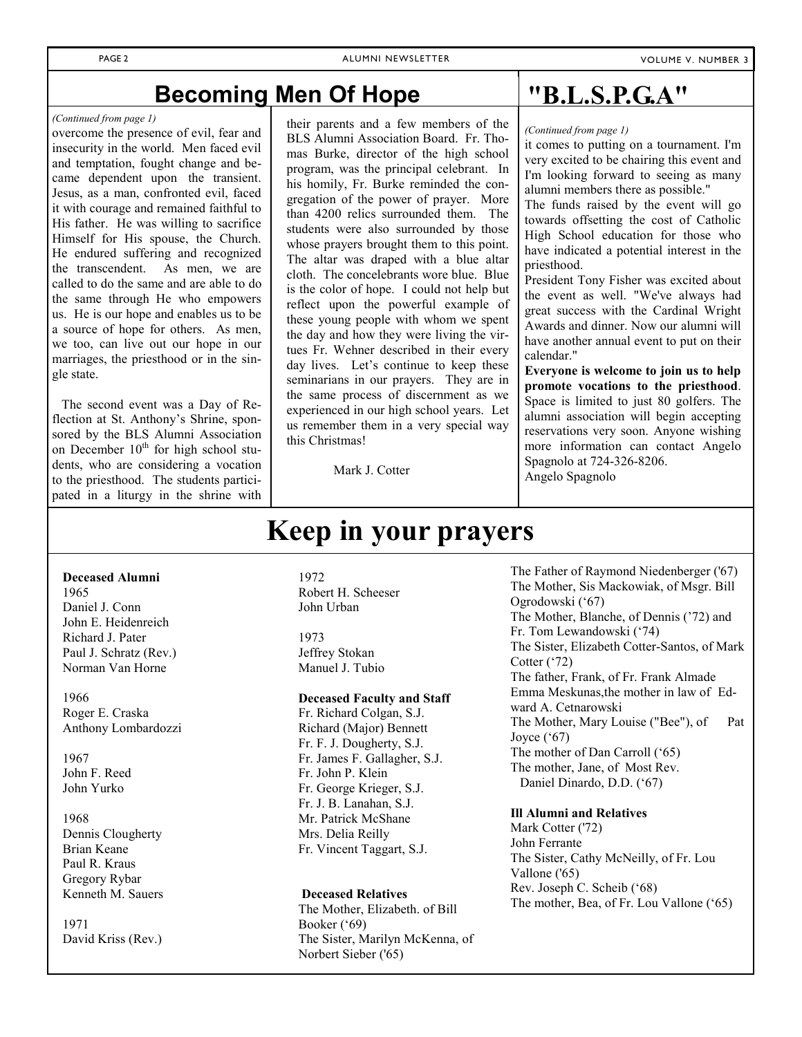## Becoming Men Of Hope

*(Continued from page 1)*

overcome the presence of evil, fear and insecurity in the world. Men faced evil and temptation, fought change and became dependent upon the transient. Jesus, as a man, confronted evil, faced it with courage and remained faithful to His father. He was willing to sacrifice Himself for His spouse, the Church. He endured suffering and recognized the transcendent. As men, we are called to do the same and are able to do the same through He who empowers us. He is our hope and enables us to be a source of hope for others. As men, we too, can live out our hope in our marriages, the priesthood or in the single state.

The second event was a Day of Reflection at St. Anthony's Shrine, sponsored by the BLS Alumni Association on December 10th for high school students, who are considering a vocation to the priesthood. The students participated in a liturgy in the shrine with their parents and a few members of the BLS Alumni Association Board. Fr. Thomas Burke, director of the high school program, was the principal celebrant. In his homily, Fr. Burke reminded the congregation of the power of prayer. More than 4200 relics surrounded them. The students were also surrounded by those whose prayers brought them to this point. The altar was draped with a blue altar cloth. The concelebrants wore blue. Blue is the color of hope. I could not help but reflect upon the powerful example of these young people with whom we spent the day and how they were living the virtues Fr. Wehner described in their every day lives. Let's continue to keep these seminarians in our prayers. They are in the same process of discernment as we experienced in our high school years. Let us remember them in a very special way this Christmas!

Mark J. Cotter

## "B.L.S.P.G.A"

*(Continued from page 1)*

it comes to putting on a tournament. I'm very excited to be chairing this event and I'm looking forward to seeing as many alumni members there as possible."

The funds raised by the event will go towards offsetting the cost of Catholic High School education for those who have indicated a potential interest in the priesthood.

President Tony Fisher was excited about the event as well. "We've always had great success with the Cardinal Wright Awards and dinner. Now our alumni will have another annual event to put on their calendar."

**Everyone is welcome to join us to help promote vocations to the priesthood**. Space is limited to just 80 golfers. The alumni association will begin accepting reservations very soon. Anyone wishing more information can contact Angelo Spagnolo at 724-326-8206.

Angelo Spagnolo

# Keep in your prayers

**Deceased Alumni**

1965
Daniel J. Conn
John E. Heidenreich
Richard J. Pater
Paul J. Schratz (Rev.)
Norman Van Horne

1966
Roger E. Craska
Anthony Lombardozzi

1967
John F. Reed
John Yurko

1968
Dennis Clougherty
Brian Keane
Paul R. Kraus
Gregory Rybar
Kenneth M. Sauers

1971
David Kriss (Rev.)

1972
Robert H. Scheeser
John Urban

1973
Jeffrey Stokan
Manuel J. Tubio

**Deceased Faculty and Staff**

Fr. Richard Colgan, S.J.
Richard (Major) Bennett
Fr. F. J. Dougherty, S.J.
Fr. James F. Gallagher, S.J.
Fr. John P. Klein
Fr. George Krieger, S.J.
Fr. J. B. Lanahan, S.J.
Mr. Patrick McShane
Mrs. Delia Reilly
Fr. Vincent Taggart, S.J.

**Deceased Relatives**

The Mother, Elizabeth. of Bill Booker ('69)
The Sister, Marilyn McKenna, of Norbert Sieber ('65)
The Father of Raymond Niedenberger ('67)
The Mother, Sis Mackowiak, of Msgr. Bill Ogrodowski ('67)
The Mother, Blanche, of Dennis ('72) and Fr. Tom Lewandowski ('74)
The Sister, Elizabeth Cotter-Santos, of Mark Cotter ('72)
The father, Frank, of Fr. Frank Almade
Emma Meskunas,the mother in law of Edward A. Cetnarowski
The Mother, Mary Louise ("Bee"), of Pat Joyce ('67)
The mother of Dan Carroll ('65)
The mother, Jane, of Most Rev. Daniel Dinardo, D.D. ('67)

**Ill Alumni and Relatives**

Mark Cotter ('72)
John Ferrante
The Sister, Cathy McNeilly, of Fr. Lou Vallone ('65)
Rev. Joseph C. Scheib ('68)
The mother, Bea, of Fr. Lou Vallone ('65)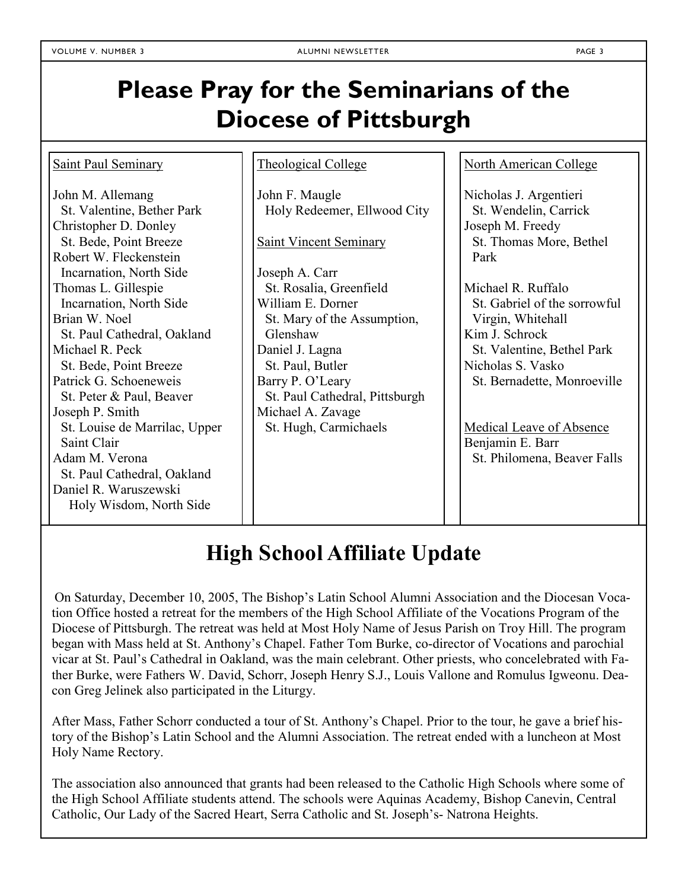# Please Pray for the Seminarians of the Diocese of Pittsburgh

Saint Paul Seminary

John M. Allemang
St. Valentine, Bether Park
Christopher D. Donley
St. Bede, Point Breeze
Robert W. Fleckenstein
Incarnation, North Side
Thomas L. Gillespie
Incarnation, North Side
Brian W. Noel
St. Paul Cathedral, Oakland
Michael R. Peck
St. Bede, Point Breeze
Patrick G. Schoeneweis
St. Peter & Paul, Beaver
Joseph P. Smith
St. Louise de Marrilac, Upper Saint Clair
Adam M. Verona
St. Paul Cathedral, Oakland
Daniel R. Waruszewski
Holy Wisdom, North Side

Theological College

John F. Maugle
Holy Redeemer, Ellwood City

Saint Vincent Seminary

Joseph A. Carr
St. Rosalia, Greenfield
William E. Dorner
St. Mary of the Assumption, Glenshaw
Daniel J. Lagna
St. Paul, Butler
Barry P. O'Leary
St. Paul Cathedral, Pittsburgh
Michael A. Zavage
St. Hugh, Carmichaels

North American College

Nicholas J. Argentieri
St. Wendelin, Carrick
Joseph M. Freedy
St. Thomas More, Bethel Park

Michael R. Ruffalo
St. Gabriel of the sorrowful Virgin, Whitehall
Kim J. Schrock
St. Valentine, Bethel Park
Nicholas S. Vasko
St. Bernadette, Monroeville

Medical Leave of Absence
Benjamin E. Barr
St. Philomena, Beaver Falls

# High School Affiliate Update

On Saturday, December 10, 2005, The Bishop's Latin School Alumni Association and the Diocesan Vocation Office hosted a retreat for the members of the High School Affiliate of the Vocations Program of the Diocese of Pittsburgh. The retreat was held at Most Holy Name of Jesus Parish on Troy Hill. The program began with Mass held at St. Anthony's Chapel. Father Tom Burke, co-director of Vocations and parochial vicar at St. Paul's Cathedral in Oakland, was the main celebrant. Other priests, who concelebrated with Father Burke, were Fathers W. David, Schorr, Joseph Henry S.J., Louis Vallone and Romulus Igweonu. Deacon Greg Jelinek also participated in the Liturgy.

After Mass, Father Schorr conducted a tour of St. Anthony's Chapel. Prior to the tour, he gave a brief history of the Bishop's Latin School and the Alumni Association. The retreat ended with a luncheon at Most Holy Name Rectory.

The association also announced that grants had been released to the Catholic High Schools where some of the High School Affiliate students attend. The schools were Aquinas Academy, Bishop Canevin, Central Catholic, Our Lady of the Sacred Heart, Serra Catholic and St. Joseph's- Natrona Heights.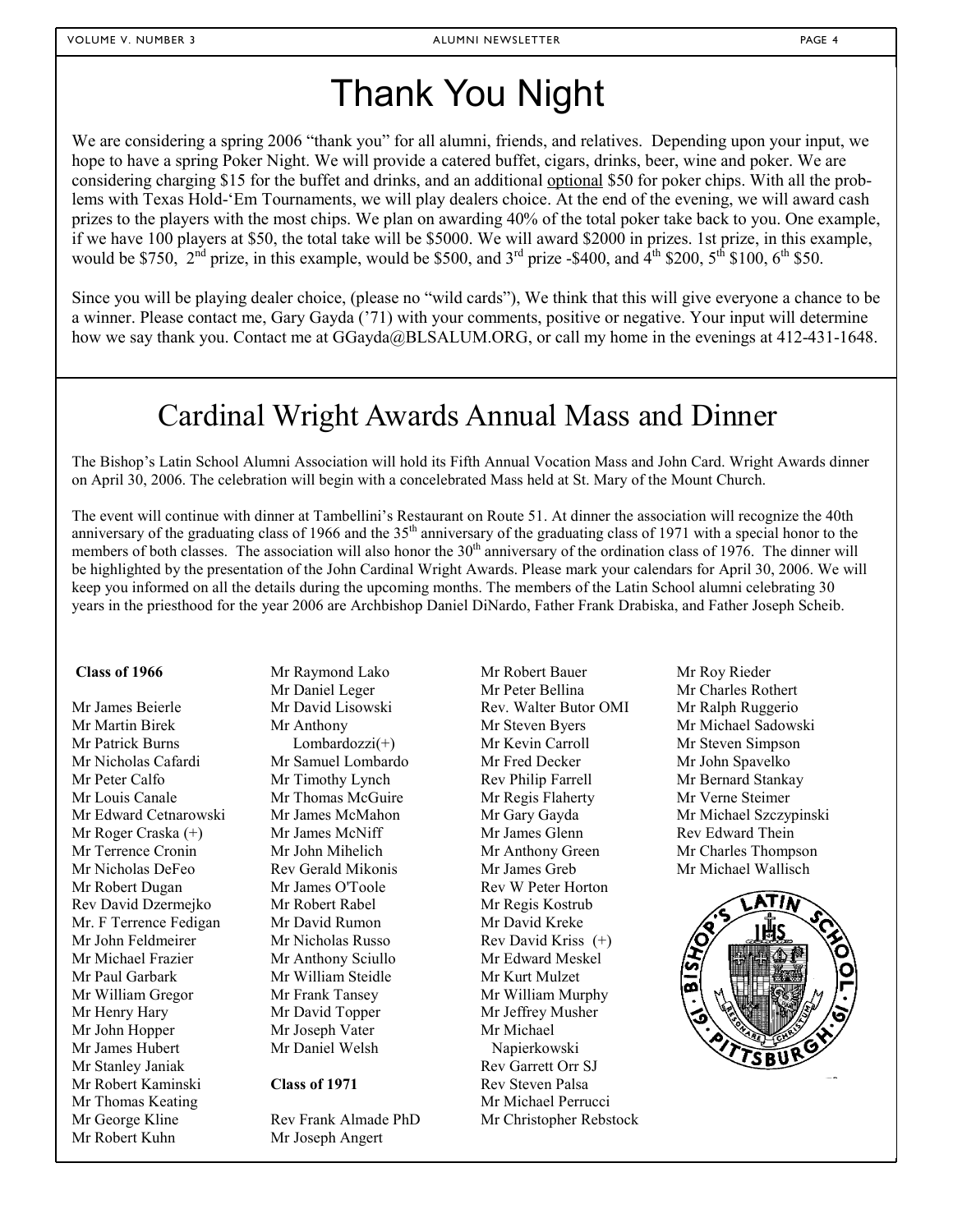# Thank You Night

We are considering a spring 2006 "thank you" for all alumni, friends, and relatives. Depending upon your input, we hope to have a spring Poker Night. We will provide a catered buffet, cigars, drinks, beer, wine and poker. We are considering charging $15 for the buffet and drinks, and an additional optional $50 for poker chips. With all the problems with Texas Hold-'Em Tournaments, we will play dealers choice. At the end of the evening, we will award cash prizes to the players with the most chips. We plan on awarding 40% of the total poker take back to you. One example, if we have 100 players at $50, the total take will be $5000. We will award $2000 in prizes. 1st prize, in this example, would be $750, 2nd prize, in this example, would be $500, and 3rd prize -$400, and 4th $200, 5th $100, 6th $50.

Since you will be playing dealer choice, (please no "wild cards"), We think that this will give everyone a chance to be a winner. Please contact me, Gary Gayda ('71) with your comments, positive or negative. Your input will determine how we say thank you. Contact me at GGayda@BLSALUM.ORG, or call my home in the evenings at 412-431-1648.

# Cardinal Wright Awards Annual Mass and Dinner

The Bishop's Latin School Alumni Association will hold its Fifth Annual Vocation Mass and John Card. Wright Awards dinner on April 30, 2006. The celebration will begin with a concelebrated Mass held at St. Mary of the Mount Church.

The event will continue with dinner at Tambellini's Restaurant on Route 51. At dinner the association will recognize the 40th anniversary of the graduating class of 1966 and the 35th anniversary of the graduating class of 1971 with a special honor to the members of both classes. The association will also honor the 30th anniversary of the ordination class of 1976. The dinner will be highlighted by the presentation of the John Cardinal Wright Awards. Please mark your calendars for April 30, 2006. We will keep you informed on all the details during the upcoming months. The members of the Latin School alumni celebrating 30 years in the priesthood for the year 2006 are Archbishop Daniel DiNardo, Father Frank Drabiska, and Father Joseph Scheib.

**Class of 1966**

Mr James Beierle
Mr Martin Birek
Mr Patrick Burns
Mr Nicholas Cafardi
Mr Peter Calfo
Mr Louis Canale
Mr Edward Cetnarowski
Mr Roger Craska (+)
Mr Terrence Cronin
Mr Nicholas DeFeo
Mr Robert Dugan
Rev David Dzermejko
Mr. F Terrence Fedigan
Mr John Feldmeirer
Mr Michael Frazier
Mr Paul Garbark
Mr William Gregor
Mr Henry Hary
Mr John Hopper
Mr James Hubert
Mr Stanley Janiak
Mr Robert Kaminski
Mr Thomas Keating
Mr George Kline
Mr Robert Kuhn
Mr Raymond Lako
Mr Daniel Leger
Mr David Lisowski
Mr Anthony Lombardozzi(+)
Mr Samuel Lombardo
Mr Timothy Lynch
Mr Thomas McGuire
Mr James McMahon
Mr James McNiff
Mr John Mihelich
Rev Gerald Mikonis
Mr James O'Toole
Mr Robert Rabel
Mr David Rumon
Mr Nicholas Russo
Mr Anthony Sciullo
Mr William Steidle
Mr Frank Tansey
Mr David Topper
Mr Joseph Vater
Mr Daniel Welsh

**Class of 1971**

Rev Frank Almade PhD
Mr Joseph Angert
Mr Robert Bauer
Mr Peter Bellina
Rev. Walter Butor OMI
Mr Steven Byers
Mr Kevin Carroll
Mr Fred Decker
Rev Philip Farrell
Mr Regis Flaherty
Mr Gary Gayda
Mr James Glenn
Mr Anthony Green
Mr James Greb
Rev W Peter Horton
Mr Regis Kostrub
Mr David Kreke
Rev David Kriss (+)
Mr Edward Meskel
Mr Kurt Mulzet
Mr William Murphy
Mr Jeffrey Musher
Mr Michael Napierkowski
Rev Garrett Orr SJ
Rev Steven Palsa
Mr Michael Perrucci
Mr Christopher Rebstock
Mr Roy Rieder
Mr Charles Rothert
Mr Ralph Ruggerio
Mr Michael Sadowski
Mr Steven Simpson
Mr John Spavelko
Mr Bernard Stankay
Mr Verne Steimer
Mr Michael Szczypinski
Rev Edward Thein
Mr Charles Thompson
Mr Michael Wallisch